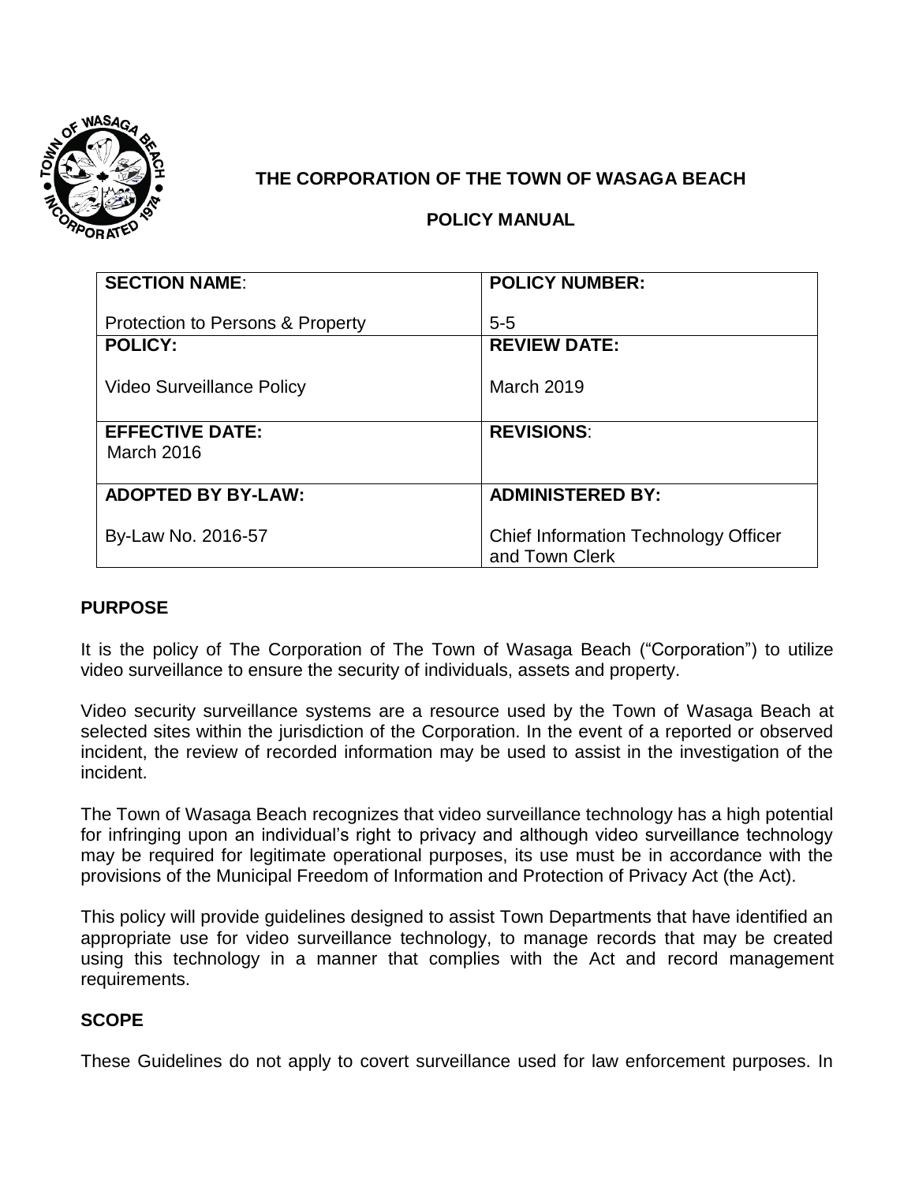**THE CORPORATION OF THE TOWN OF WASAGA BEACH**

**POLICY MANUAL**

| **SECTION NAME**: Protection to Persons & Property | **POLICY NUMBER:** 5-5 |
|---|---|
| **POLICY:** Video Surveillance Policy | **REVIEW DATE:** March 2019 |
| **EFFECTIVE DATE:** March 2016 | **REVISIONS**: |
| **ADOPTED BY BY-LAW:** By-Law No. 2016-57 | **ADMINISTERED BY:** Chief Information Technology Officer and Town Clerk |

## PURPOSE

It is the policy of The Corporation of The Town of Wasaga Beach ("Corporation") to utilize video surveillance to ensure the security of individuals, assets and property.

Video security surveillance systems are a resource used by the Town of Wasaga Beach at selected sites within the jurisdiction of the Corporation. In the event of a reported or observed incident, the review of recorded information may be used to assist in the investigation of the incident.

The Town of Wasaga Beach recognizes that video surveillance technology has a high potential for infringing upon an individual's right to privacy and although video surveillance technology may be required for legitimate operational purposes, its use must be in accordance with the provisions of the Municipal Freedom of Information and Protection of Privacy Act (the Act).

This policy will provide guidelines designed to assist Town Departments that have identified an appropriate use for video surveillance technology, to manage records that may be created using this technology in a manner that complies with the Act and record management requirements.

## SCOPE

These Guidelines do not apply to covert surveillance used for law enforcement purposes. In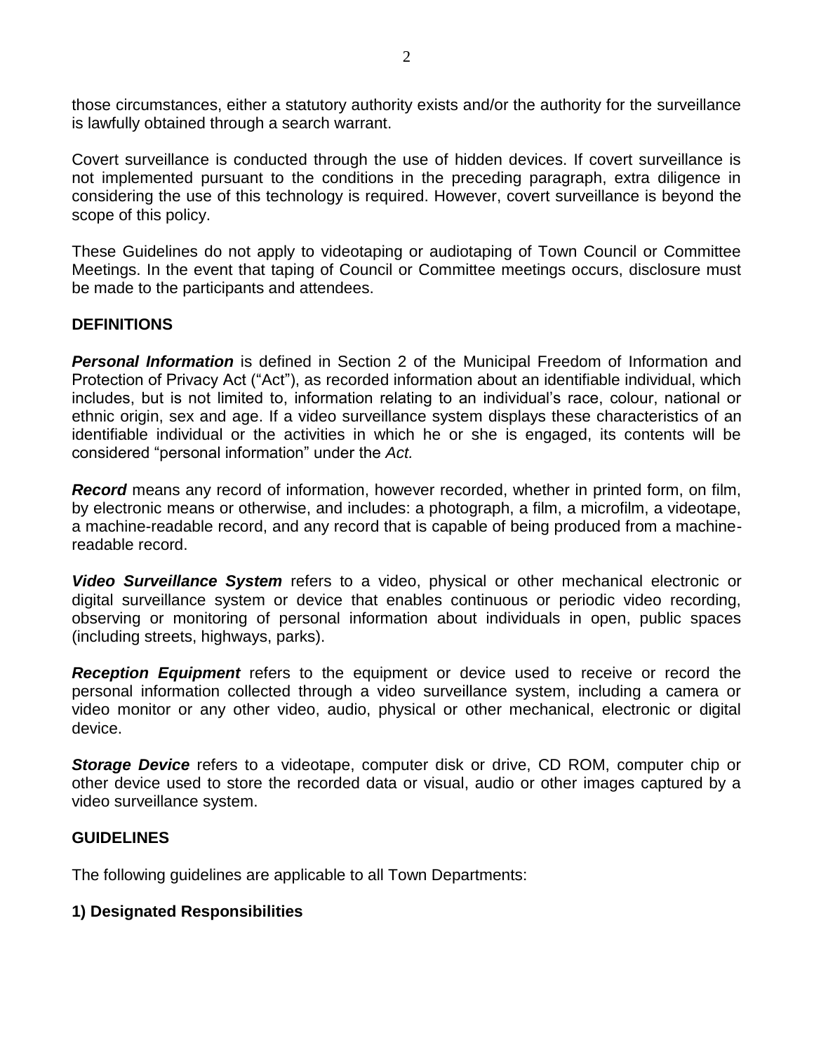those circumstances, either a statutory authority exists and/or the authority for the surveillance is lawfully obtained through a search warrant.

Covert surveillance is conducted through the use of hidden devices. If covert surveillance is not implemented pursuant to the conditions in the preceding paragraph, extra diligence in considering the use of this technology is required. However, covert surveillance is beyond the scope of this policy.

These Guidelines do not apply to videotaping or audiotaping of Town Council or Committee Meetings. In the event that taping of Council or Committee meetings occurs, disclosure must be made to the participants and attendees.

## DEFINITIONS

***Personal Information*** is defined in Section 2 of the Municipal Freedom of Information and Protection of Privacy Act ("Act"), as recorded information about an identifiable individual, which includes, but is not limited to, information relating to an individual's race, colour, national or ethnic origin, sex and age. If a video surveillance system displays these characteristics of an identifiable individual or the activities in which he or she is engaged, its contents will be considered "personal information" under the *Act.*

***Record*** means any record of information, however recorded, whether in printed form, on film, by electronic means or otherwise, and includes: a photograph, a film, a microfilm, a videotape, a machine-readable record, and any record that is capable of being produced from a machine-readable record.

***Video Surveillance System*** refers to a video, physical or other mechanical electronic or digital surveillance system or device that enables continuous or periodic video recording, observing or monitoring of personal information about individuals in open, public spaces (including streets, highways, parks).

***Reception Equipment*** refers to the equipment or device used to receive or record the personal information collected through a video surveillance system, including a camera or video monitor or any other video, audio, physical or other mechanical, electronic or digital device.

***Storage Device*** refers to a videotape, computer disk or drive, CD ROM, computer chip or other device used to store the recorded data or visual, audio or other images captured by a video surveillance system.

## GUIDELINES

The following guidelines are applicable to all Town Departments:

### 1) Designated Responsibilities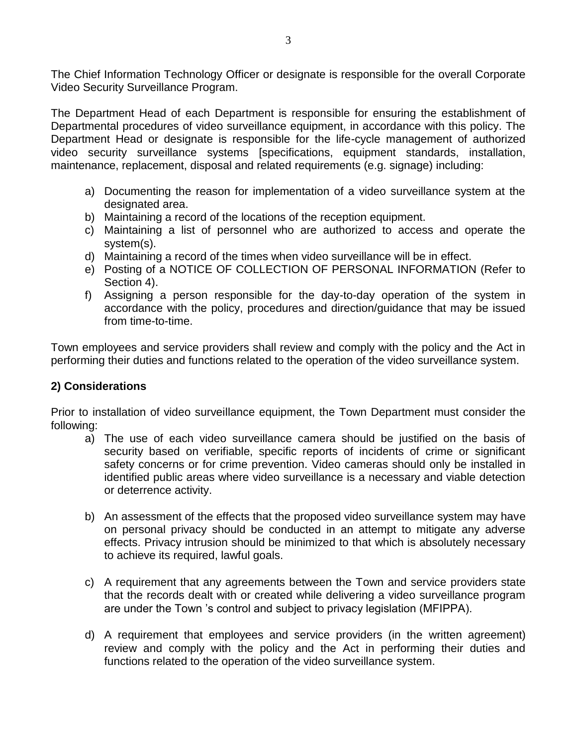The Chief Information Technology Officer or designate is responsible for the overall Corporate Video Security Surveillance Program.

The Department Head of each Department is responsible for ensuring the establishment of Departmental procedures of video surveillance equipment, in accordance with this policy. The Department Head or designate is responsible for the life-cycle management of authorized video security surveillance systems [specifications, equipment standards, installation, maintenance, replacement, disposal and related requirements (e.g. signage) including:

a) Documenting the reason for implementation of a video surveillance system at the designated area.
b) Maintaining a record of the locations of the reception equipment.
c) Maintaining a list of personnel who are authorized to access and operate the system(s).
d) Maintaining a record of the times when video surveillance will be in effect.
e) Posting of a NOTICE OF COLLECTION OF PERSONAL INFORMATION (Refer to Section 4).
f) Assigning a person responsible for the day-to-day operation of the system in accordance with the policy, procedures and direction/guidance that may be issued from time-to-time.

Town employees and service providers shall review and comply with the policy and the Act in performing their duties and functions related to the operation of the video surveillance system.

**2) Considerations**

Prior to installation of video surveillance equipment, the Town Department must consider the following:

a) The use of each video surveillance camera should be justified on the basis of security based on verifiable, specific reports of incidents of crime or significant safety concerns or for crime prevention. Video cameras should only be installed in identified public areas where video surveillance is a necessary and viable detection or deterrence activity.

b) An assessment of the effects that the proposed video surveillance system may have on personal privacy should be conducted in an attempt to mitigate any adverse effects. Privacy intrusion should be minimized to that which is absolutely necessary to achieve its required, lawful goals.

c) A requirement that any agreements between the Town and service providers state that the records dealt with or created while delivering a video surveillance program are under the Town 's control and subject to privacy legislation (MFIPPA).

d) A requirement that employees and service providers (in the written agreement) review and comply with the policy and the Act in performing their duties and functions related to the operation of the video surveillance system.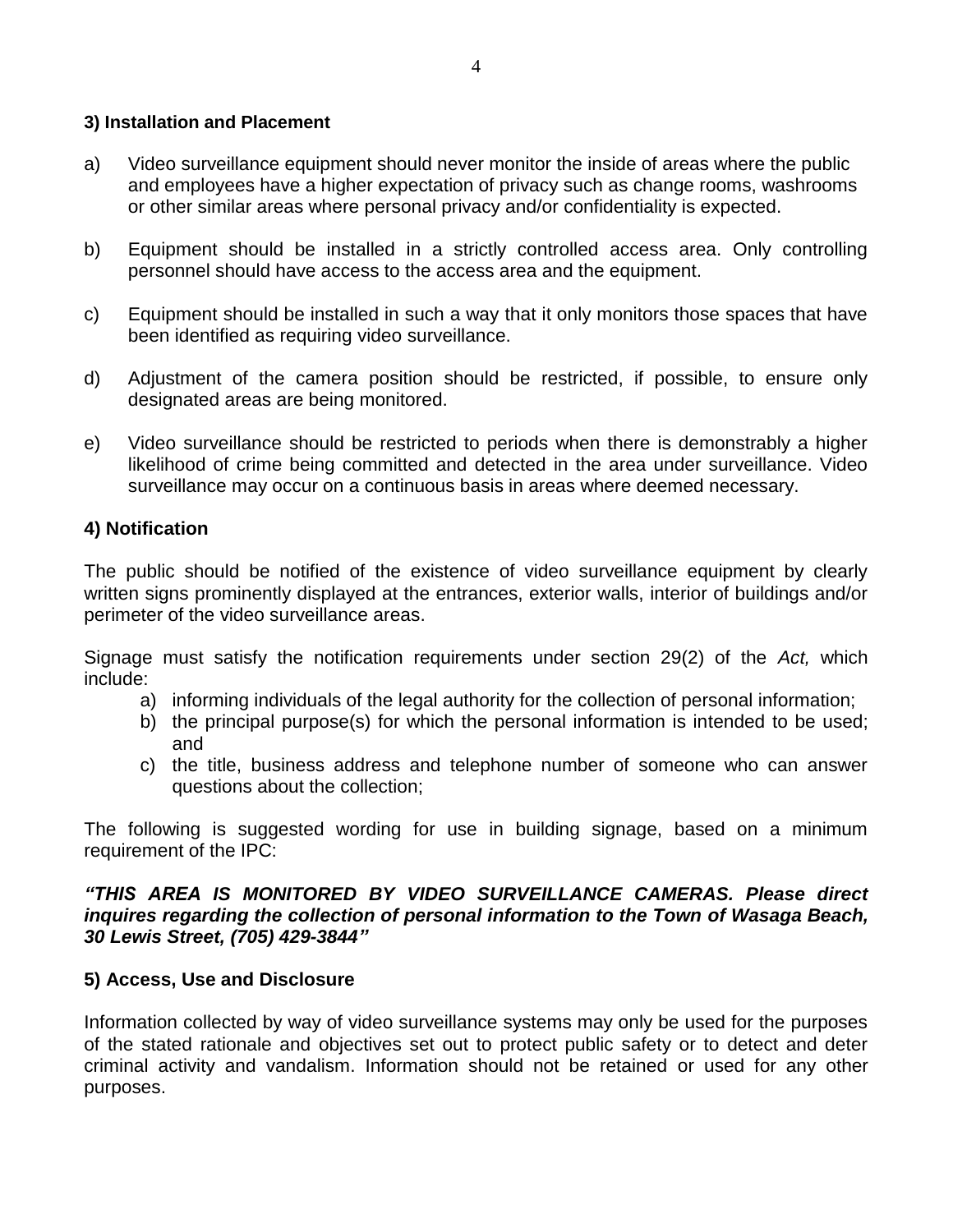### 3) Installation and Placement

a) Video surveillance equipment should never monitor the inside of areas where the public and employees have a higher expectation of privacy such as change rooms, washrooms or other similar areas where personal privacy and/or confidentiality is expected.

b) Equipment should be installed in a strictly controlled access area. Only controlling personnel should have access to the access area and the equipment.

c) Equipment should be installed in such a way that it only monitors those spaces that have been identified as requiring video surveillance.

d) Adjustment of the camera position should be restricted, if possible, to ensure only designated areas are being monitored.

e) Video surveillance should be restricted to periods when there is demonstrably a higher likelihood of crime being committed and detected in the area under surveillance. Video surveillance may occur on a continuous basis in areas where deemed necessary.

### 4) Notification

The public should be notified of the existence of video surveillance equipment by clearly written signs prominently displayed at the entrances, exterior walls, interior of buildings and/or perimeter of the video surveillance areas.

Signage must satisfy the notification requirements under section 29(2) of the *Act,* which include:

a) informing individuals of the legal authority for the collection of personal information;
b) the principal purpose(s) for which the personal information is intended to be used; and
c) the title, business address and telephone number of someone who can answer questions about the collection;

The following is suggested wording for use in building signage, based on a minimum requirement of the IPC:

***"THIS AREA IS MONITORED BY VIDEO SURVEILLANCE CAMERAS. Please direct inquires regarding the collection of personal information to the Town of Wasaga Beach, 30 Lewis Street, (705) 429-3844"***

### 5) Access, Use and Disclosure

Information collected by way of video surveillance systems may only be used for the purposes of the stated rationale and objectives set out to protect public safety or to detect and deter criminal activity and vandalism. Information should not be retained or used for any other purposes.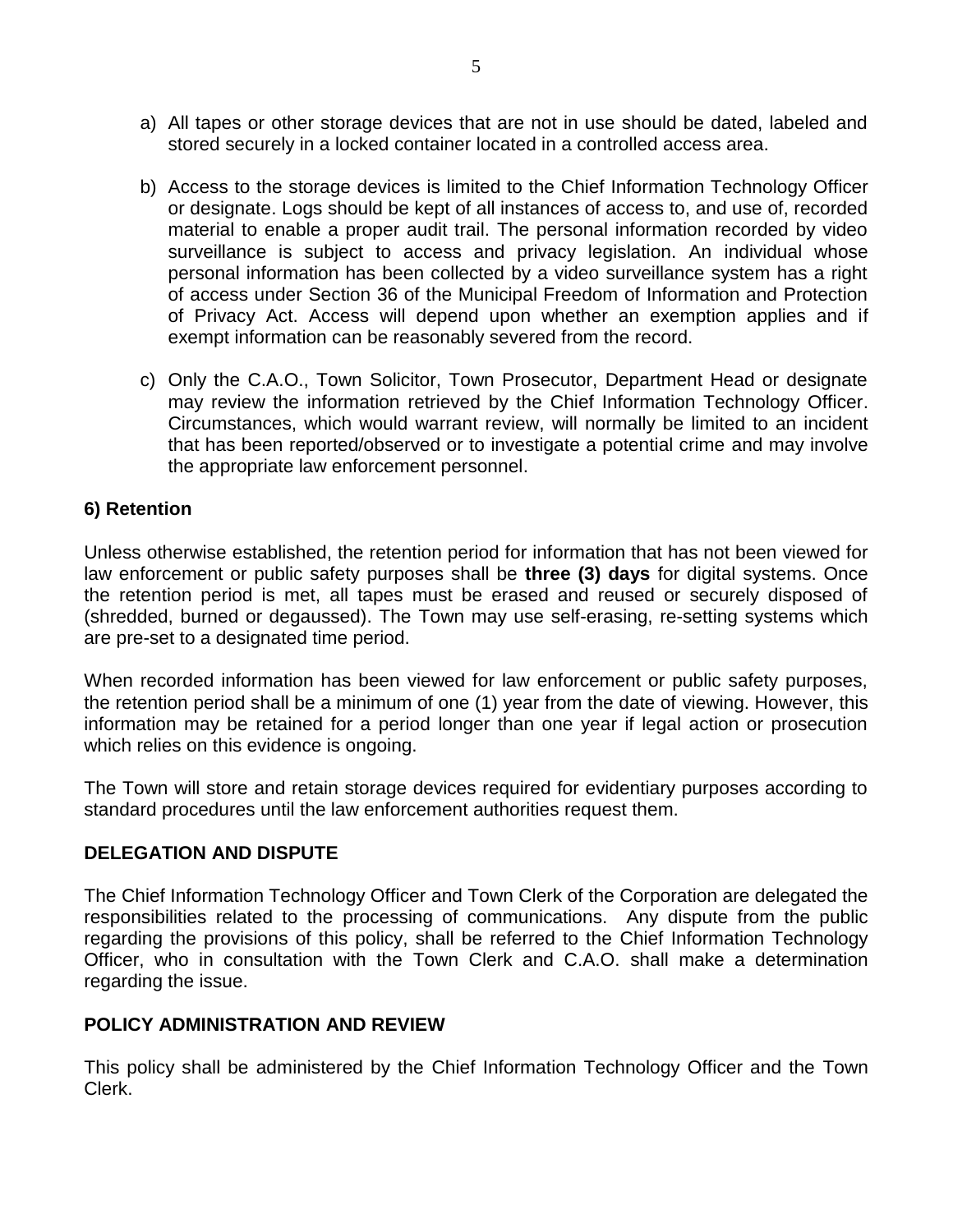a) All tapes or other storage devices that are not in use should be dated, labeled and stored securely in a locked container located in a controlled access area.

b) Access to the storage devices is limited to the Chief Information Technology Officer or designate. Logs should be kept of all instances of access to, and use of, recorded material to enable a proper audit trail. The personal information recorded by video surveillance is subject to access and privacy legislation. An individual whose personal information has been collected by a video surveillance system has a right of access under Section 36 of the Municipal Freedom of Information and Protection of Privacy Act. Access will depend upon whether an exemption applies and if exempt information can be reasonably severed from the record.

c) Only the C.A.O., Town Solicitor, Town Prosecutor, Department Head or designate may review the information retrieved by the Chief Information Technology Officer. Circumstances, which would warrant review, will normally be limited to an incident that has been reported/observed or to investigate a potential crime and may involve the appropriate law enforcement personnel.

**6) Retention**

Unless otherwise established, the retention period for information that has not been viewed for law enforcement or public safety purposes shall be **three (3) days** for digital systems. Once the retention period is met, all tapes must be erased and reused or securely disposed of (shredded, burned or degaussed). The Town may use self-erasing, re-setting systems which are pre-set to a designated time period.

When recorded information has been viewed for law enforcement or public safety purposes, the retention period shall be a minimum of one (1) year from the date of viewing. However, this information may be retained for a period longer than one year if legal action or prosecution which relies on this evidence is ongoing.

The Town will store and retain storage devices required for evidentiary purposes according to standard procedures until the law enforcement authorities request them.

**DELEGATION AND DISPUTE**

The Chief Information Technology Officer and Town Clerk of the Corporation are delegated the responsibilities related to the processing of communications. Any dispute from the public regarding the provisions of this policy, shall be referred to the Chief Information Technology Officer, who in consultation with the Town Clerk and C.A.O. shall make a determination regarding the issue.

**POLICY ADMINISTRATION AND REVIEW**

This policy shall be administered by the Chief Information Technology Officer and the Town Clerk.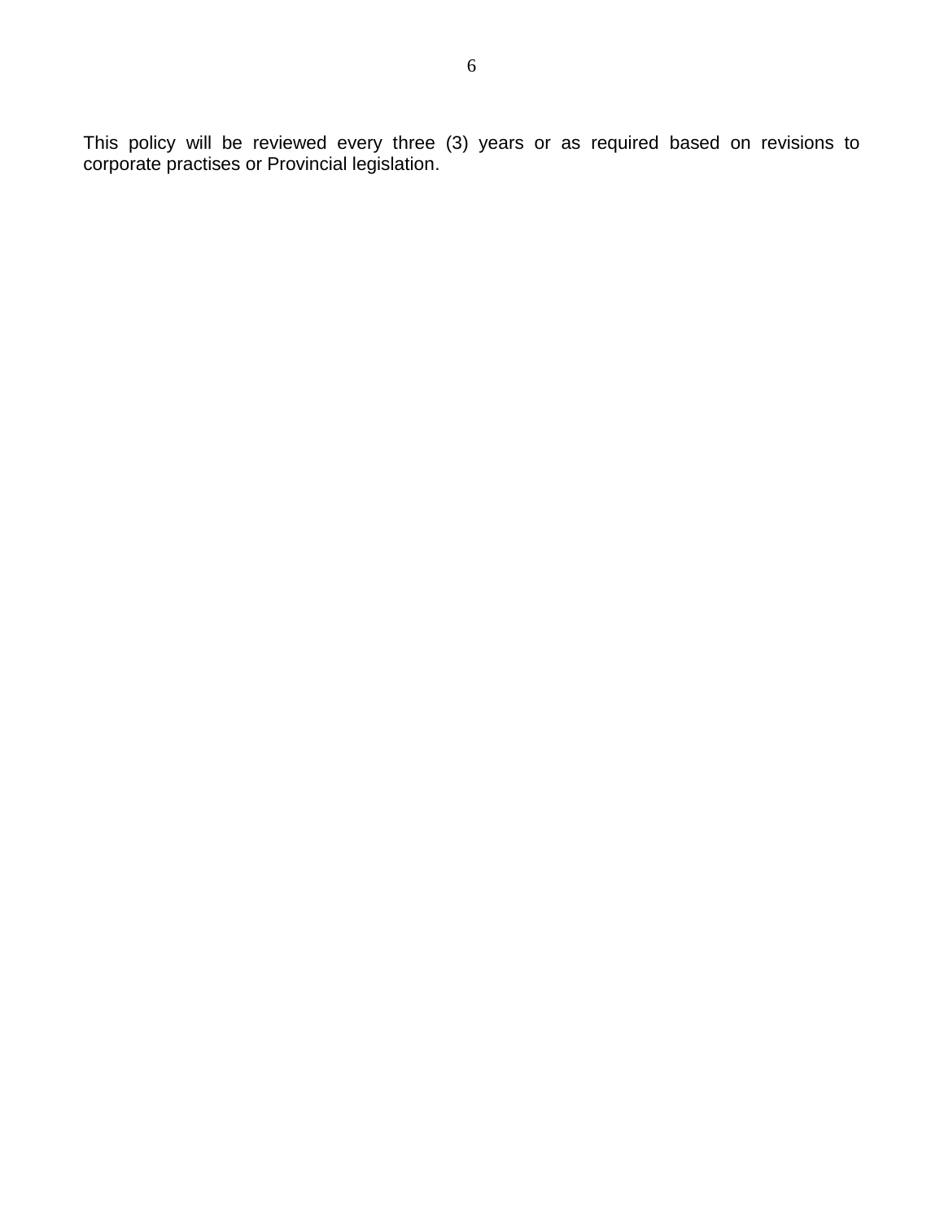This policy will be reviewed every three (3) years or as required based on revisions to corporate practises or Provincial legislation.